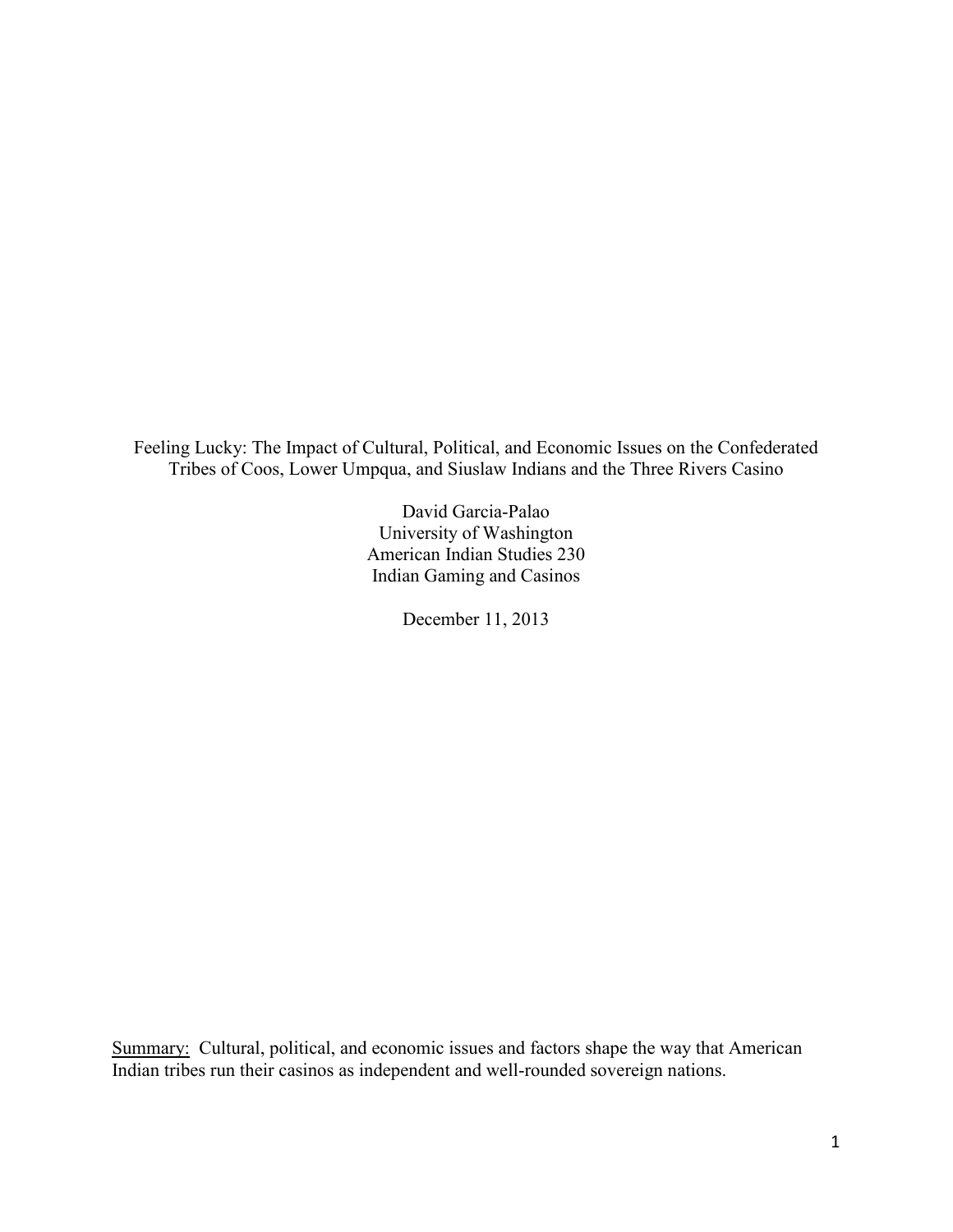# Feeling Lucky: The Impact of Cultural, Political, and Economic Issues on the Confederated Tribes of Coos, Lower Umpqua, and Siuslaw Indians and the Three Rivers Casino

David Garcia-Palao
University of Washington
American Indian Studies 230
Indian Gaming and Casinos

December 11, 2013

Summary: Cultural, political, and economic issues and factors shape the way that American Indian tribes run their casinos as independent and well-rounded sovereign nations.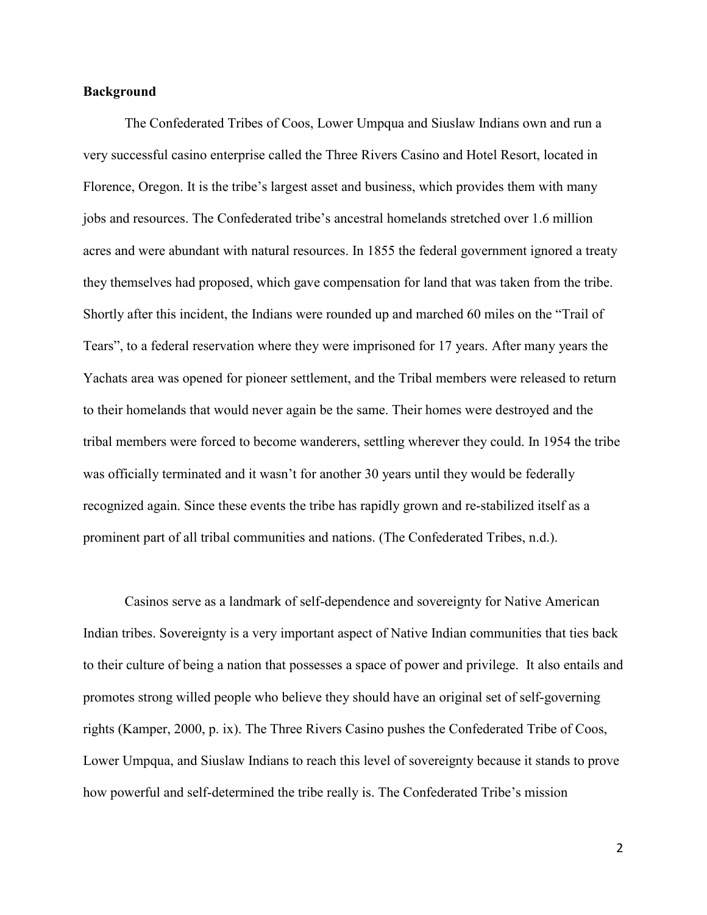**Background**

The Confederated Tribes of Coos, Lower Umpqua and Siuslaw Indians own and run a very successful casino enterprise called the Three Rivers Casino and Hotel Resort, located in Florence, Oregon. It is the tribe's largest asset and business, which provides them with many jobs and resources. The Confederated tribe's ancestral homelands stretched over 1.6 million acres and were abundant with natural resources. In 1855 the federal government ignored a treaty they themselves had proposed, which gave compensation for land that was taken from the tribe. Shortly after this incident, the Indians were rounded up and marched 60 miles on the "Trail of Tears", to a federal reservation where they were imprisoned for 17 years. After many years the Yachats area was opened for pioneer settlement, and the Tribal members were released to return to their homelands that would never again be the same. Their homes were destroyed and the tribal members were forced to become wanderers, settling wherever they could. In 1954 the tribe was officially terminated and it wasn't for another 30 years until they would be federally recognized again. Since these events the tribe has rapidly grown and re-stabilized itself as a prominent part of all tribal communities and nations. (The Confederated Tribes, n.d.).

Casinos serve as a landmark of self-dependence and sovereignty for Native American Indian tribes. Sovereignty is a very important aspect of Native Indian communities that ties back to their culture of being a nation that possesses a space of power and privilege. It also entails and promotes strong willed people who believe they should have an original set of self-governing rights (Kamper, 2000, p. ix). The Three Rivers Casino pushes the Confederated Tribe of Coos, Lower Umpqua, and Siuslaw Indians to reach this level of sovereignty because it stands to prove how powerful and self-determined the tribe really is. The Confederated Tribe's mission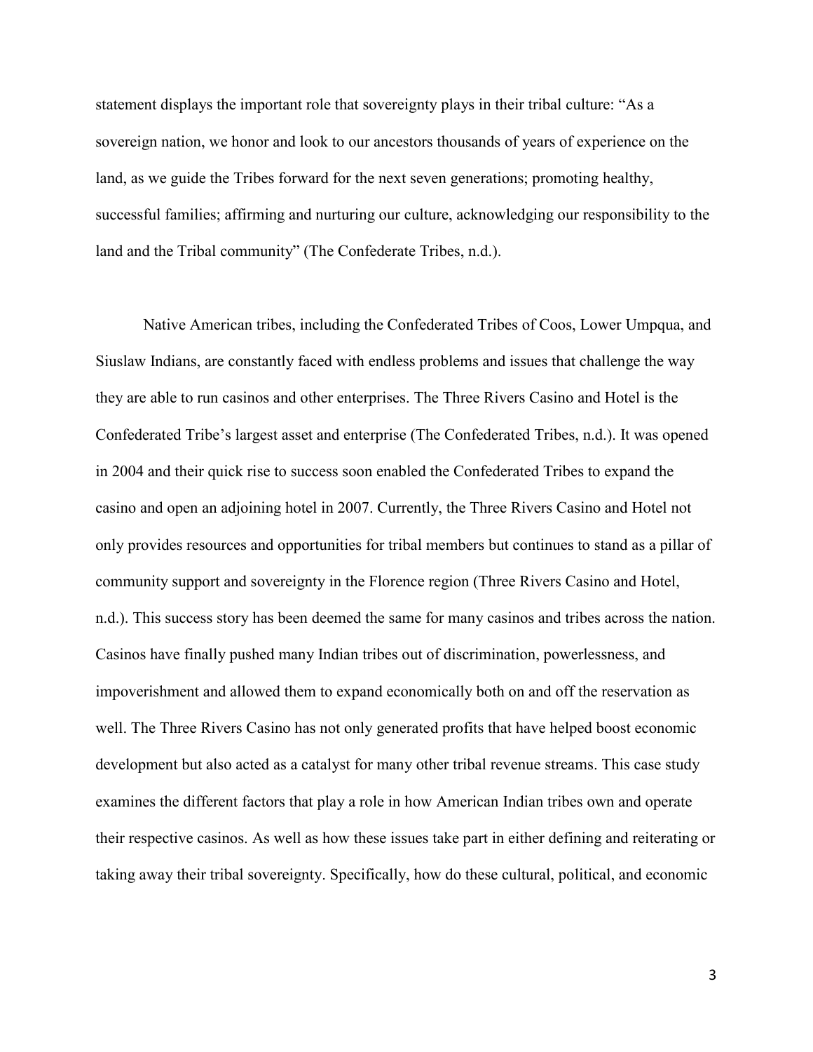statement displays the important role that sovereignty plays in their tribal culture: "As a sovereign nation, we honor and look to our ancestors thousands of years of experience on the land, as we guide the Tribes forward for the next seven generations; promoting healthy, successful families; affirming and nurturing our culture, acknowledging our responsibility to the land and the Tribal community" (The Confederate Tribes, n.d.).

Native American tribes, including the Confederated Tribes of Coos, Lower Umpqua, and Siuslaw Indians, are constantly faced with endless problems and issues that challenge the way they are able to run casinos and other enterprises. The Three Rivers Casino and Hotel is the Confederated Tribe's largest asset and enterprise (The Confederated Tribes, n.d.). It was opened in 2004 and their quick rise to success soon enabled the Confederated Tribes to expand the casino and open an adjoining hotel in 2007. Currently, the Three Rivers Casino and Hotel not only provides resources and opportunities for tribal members but continues to stand as a pillar of community support and sovereignty in the Florence region (Three Rivers Casino and Hotel, n.d.). This success story has been deemed the same for many casinos and tribes across the nation. Casinos have finally pushed many Indian tribes out of discrimination, powerlessness, and impoverishment and allowed them to expand economically both on and off the reservation as well. The Three Rivers Casino has not only generated profits that have helped boost economic development but also acted as a catalyst for many other tribal revenue streams. This case study examines the different factors that play a role in how American Indian tribes own and operate their respective casinos. As well as how these issues take part in either defining and reiterating or taking away their tribal sovereignty. Specifically, how do these cultural, political, and economic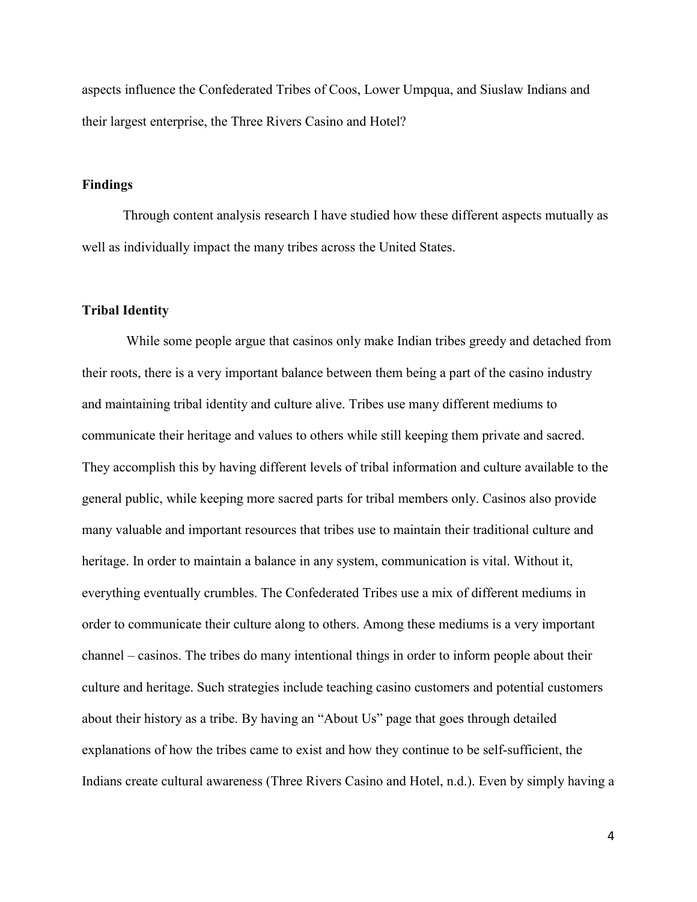aspects influence the Confederated Tribes of Coos, Lower Umpqua, and Siuslaw Indians and their largest enterprise, the Three Rivers Casino and Hotel?

**Findings**

Through content analysis research I have studied how these different aspects mutually as well as individually impact the many tribes across the United States.

**Tribal Identity**

While some people argue that casinos only make Indian tribes greedy and detached from their roots, there is a very important balance between them being a part of the casino industry and maintaining tribal identity and culture alive. Tribes use many different mediums to communicate their heritage and values to others while still keeping them private and sacred. They accomplish this by having different levels of tribal information and culture available to the general public, while keeping more sacred parts for tribal members only. Casinos also provide many valuable and important resources that tribes use to maintain their traditional culture and heritage. In order to maintain a balance in any system, communication is vital. Without it, everything eventually crumbles. The Confederated Tribes use a mix of different mediums in order to communicate their culture along to others. Among these mediums is a very important channel – casinos. The tribes do many intentional things in order to inform people about their culture and heritage. Such strategies include teaching casino customers and potential customers about their history as a tribe. By having an "About Us" page that goes through detailed explanations of how the tribes came to exist and how they continue to be self-sufficient, the Indians create cultural awareness (Three Rivers Casino and Hotel, n.d.). Even by simply having a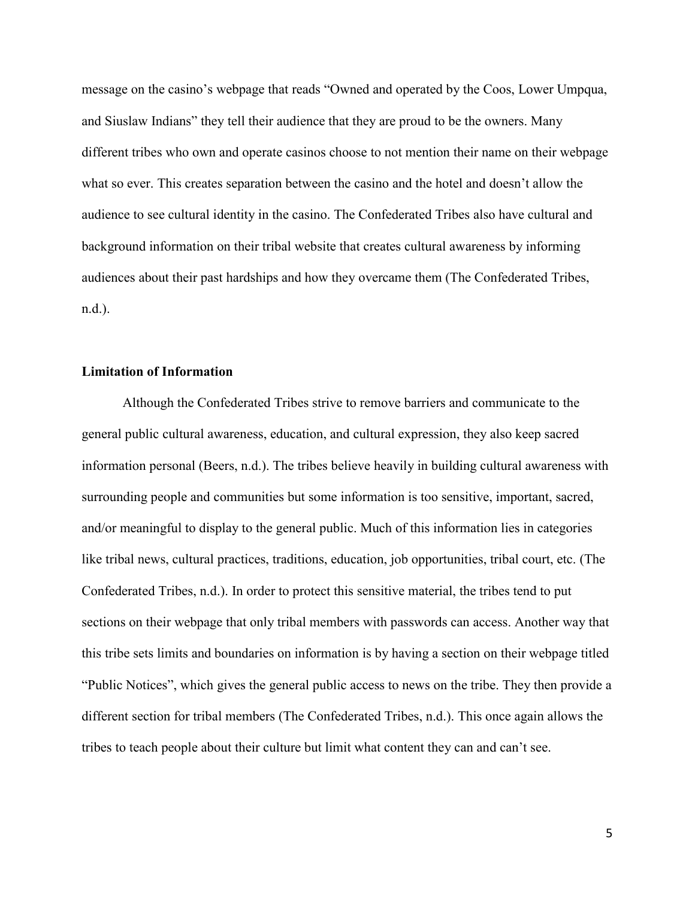message on the casino's webpage that reads "Owned and operated by the Coos, Lower Umpqua, and Siuslaw Indians" they tell their audience that they are proud to be the owners. Many different tribes who own and operate casinos choose to not mention their name on their webpage what so ever. This creates separation between the casino and the hotel and doesn't allow the audience to see cultural identity in the casino. The Confederated Tribes also have cultural and background information on their tribal website that creates cultural awareness by informing audiences about their past hardships and how they overcame them (The Confederated Tribes, n.d.).

**Limitation of Information**

Although the Confederated Tribes strive to remove barriers and communicate to the general public cultural awareness, education, and cultural expression, they also keep sacred information personal (Beers, n.d.). The tribes believe heavily in building cultural awareness with surrounding people and communities but some information is too sensitive, important, sacred, and/or meaningful to display to the general public. Much of this information lies in categories like tribal news, cultural practices, traditions, education, job opportunities, tribal court, etc. (The Confederated Tribes, n.d.). In order to protect this sensitive material, the tribes tend to put sections on their webpage that only tribal members with passwords can access. Another way that this tribe sets limits and boundaries on information is by having a section on their webpage titled "Public Notices", which gives the general public access to news on the tribe. They then provide a different section for tribal members (The Confederated Tribes, n.d.). This once again allows the tribes to teach people about their culture but limit what content they can and can't see.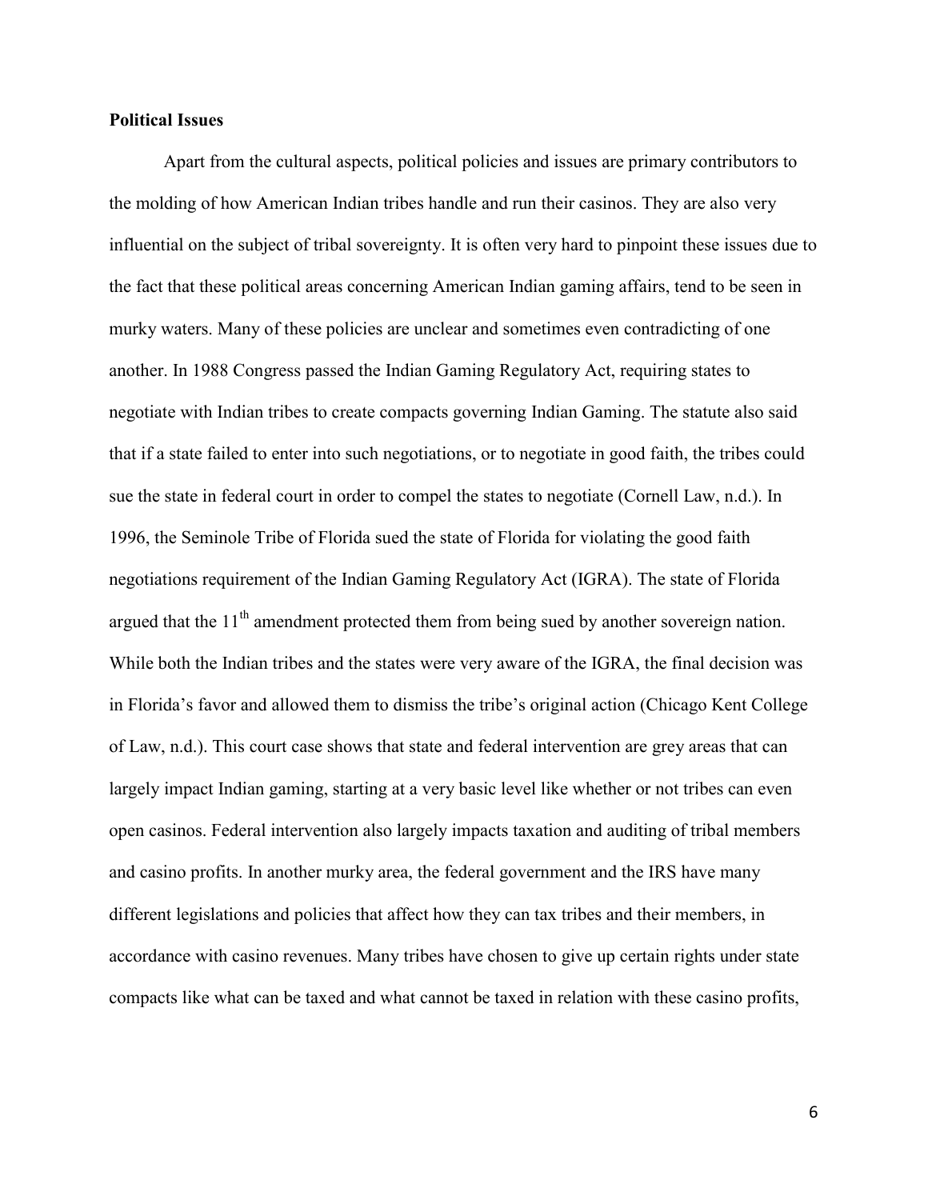**Political Issues**

Apart from the cultural aspects, political policies and issues are primary contributors to the molding of how American Indian tribes handle and run their casinos. They are also very influential on the subject of tribal sovereignty. It is often very hard to pinpoint these issues due to the fact that these political areas concerning American Indian gaming affairs, tend to be seen in murky waters. Many of these policies are unclear and sometimes even contradicting of one another. In 1988 Congress passed the Indian Gaming Regulatory Act, requiring states to negotiate with Indian tribes to create compacts governing Indian Gaming. The statute also said that if a state failed to enter into such negotiations, or to negotiate in good faith, the tribes could sue the state in federal court in order to compel the states to negotiate (Cornell Law, n.d.). In 1996, the Seminole Tribe of Florida sued the state of Florida for violating the good faith negotiations requirement of the Indian Gaming Regulatory Act (IGRA). The state of Florida argued that the 11$^{th}$ amendment protected them from being sued by another sovereign nation. While both the Indian tribes and the states were very aware of the IGRA, the final decision was in Florida's favor and allowed them to dismiss the tribe's original action (Chicago Kent College of Law, n.d.). This court case shows that state and federal intervention are grey areas that can largely impact Indian gaming, starting at a very basic level like whether or not tribes can even open casinos. Federal intervention also largely impacts taxation and auditing of tribal members and casino profits. In another murky area, the federal government and the IRS have many different legislations and policies that affect how they can tax tribes and their members, in accordance with casino revenues. Many tribes have chosen to give up certain rights under state compacts like what can be taxed and what cannot be taxed in relation with these casino profits,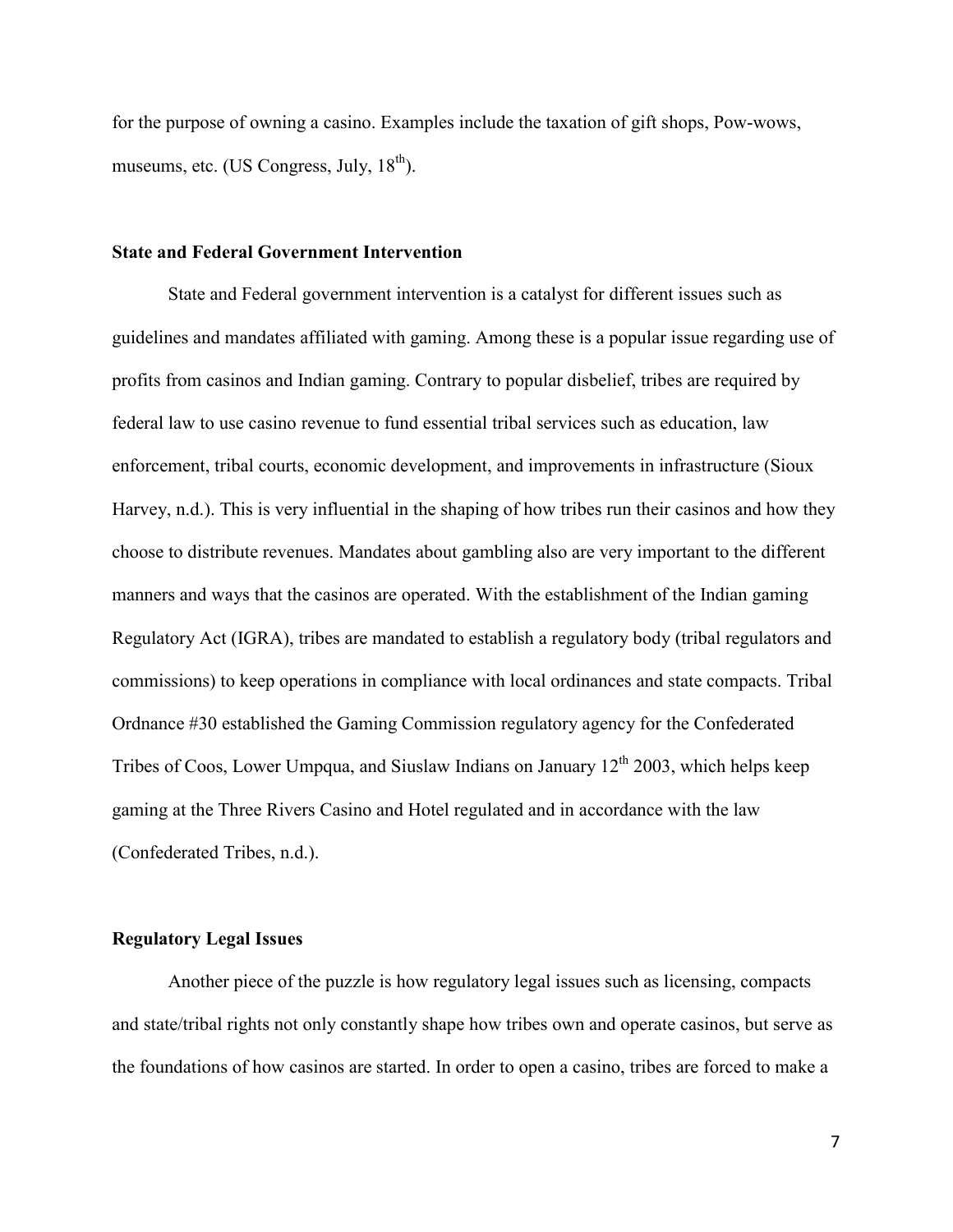for the purpose of owning a casino. Examples include the taxation of gift shops, Pow-wows, museums, etc. (US Congress, July, 18th).

**State and Federal Government Intervention**

State and Federal government intervention is a catalyst for different issues such as guidelines and mandates affiliated with gaming. Among these is a popular issue regarding use of profits from casinos and Indian gaming. Contrary to popular disbelief, tribes are required by federal law to use casino revenue to fund essential tribal services such as education, law enforcement, tribal courts, economic development, and improvements in infrastructure (Sioux Harvey, n.d.). This is very influential in the shaping of how tribes run their casinos and how they choose to distribute revenues. Mandates about gambling also are very important to the different manners and ways that the casinos are operated. With the establishment of the Indian gaming Regulatory Act (IGRA), tribes are mandated to establish a regulatory body (tribal regulators and commissions) to keep operations in compliance with local ordinances and state compacts. Tribal Ordnance #30 established the Gaming Commission regulatory agency for the Confederated Tribes of Coos, Lower Umpqua, and Siuslaw Indians on January 12th 2003, which helps keep gaming at the Three Rivers Casino and Hotel regulated and in accordance with the law (Confederated Tribes, n.d.).

**Regulatory Legal Issues**

Another piece of the puzzle is how regulatory legal issues such as licensing, compacts and state/tribal rights not only constantly shape how tribes own and operate casinos, but serve as the foundations of how casinos are started. In order to open a casino, tribes are forced to make a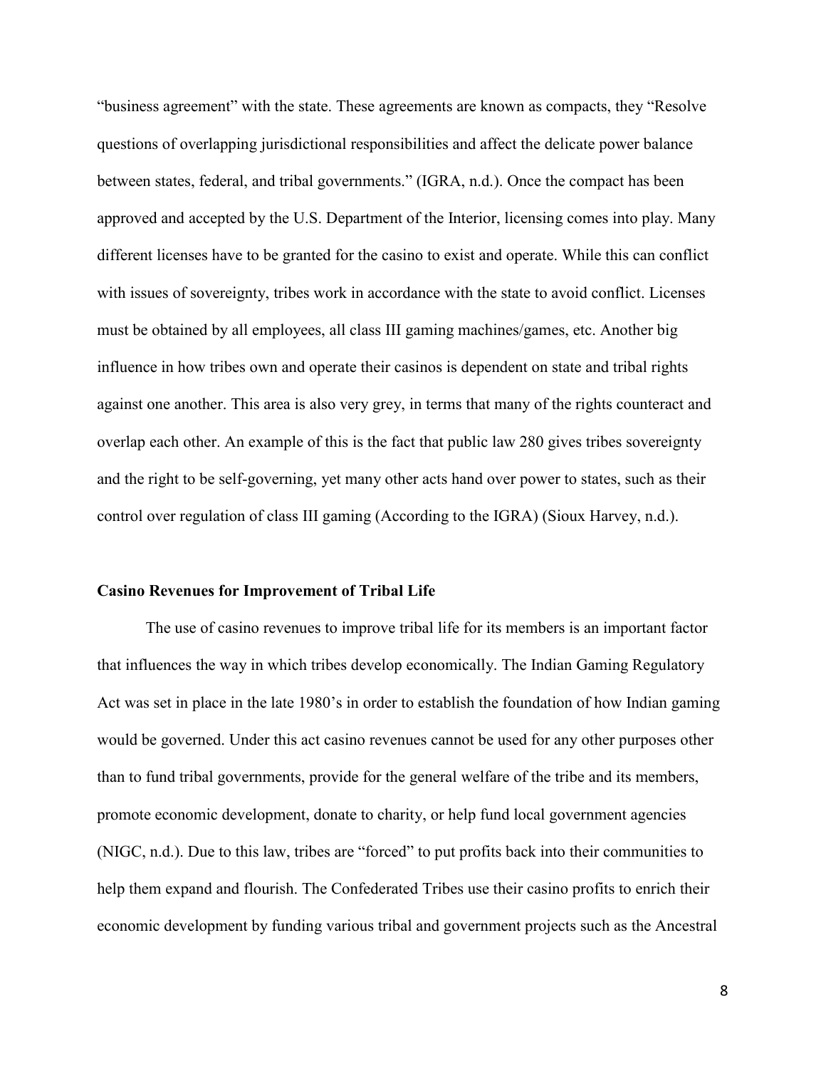"business agreement" with the state. These agreements are known as compacts, they "Resolve questions of overlapping jurisdictional responsibilities and affect the delicate power balance between states, federal, and tribal governments." (IGRA, n.d.). Once the compact has been approved and accepted by the U.S. Department of the Interior, licensing comes into play. Many different licenses have to be granted for the casino to exist and operate. While this can conflict with issues of sovereignty, tribes work in accordance with the state to avoid conflict. Licenses must be obtained by all employees, all class III gaming machines/games, etc. Another big influence in how tribes own and operate their casinos is dependent on state and tribal rights against one another. This area is also very grey, in terms that many of the rights counteract and overlap each other. An example of this is the fact that public law 280 gives tribes sovereignty and the right to be self-governing, yet many other acts hand over power to states, such as their control over regulation of class III gaming (According to the IGRA) (Sioux Harvey, n.d.).

**Casino Revenues for Improvement of Tribal Life**

The use of casino revenues to improve tribal life for its members is an important factor that influences the way in which tribes develop economically. The Indian Gaming Regulatory Act was set in place in the late 1980's in order to establish the foundation of how Indian gaming would be governed. Under this act casino revenues cannot be used for any other purposes other than to fund tribal governments, provide for the general welfare of the tribe and its members, promote economic development, donate to charity, or help fund local government agencies (NIGC, n.d.). Due to this law, tribes are "forced" to put profits back into their communities to help them expand and flourish. The Confederated Tribes use their casino profits to enrich their economic development by funding various tribal and government projects such as the Ancestral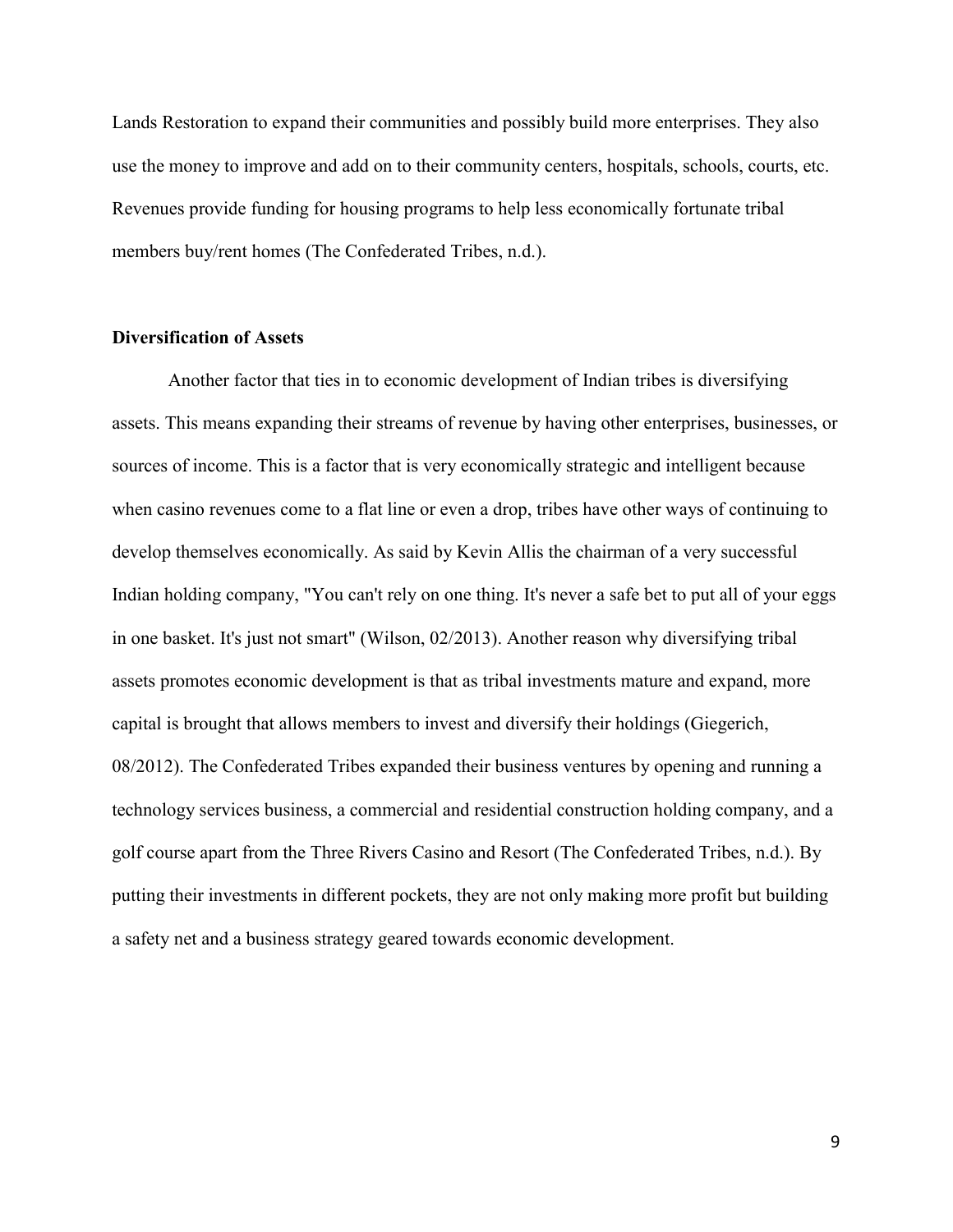Lands Restoration to expand their communities and possibly build more enterprises. They also use the money to improve and add on to their community centers, hospitals, schools, courts, etc. Revenues provide funding for housing programs to help less economically fortunate tribal members buy/rent homes (The Confederated Tribes, n.d.).

**Diversification of Assets**

Another factor that ties in to economic development of Indian tribes is diversifying assets. This means expanding their streams of revenue by having other enterprises, businesses, or sources of income. This is a factor that is very economically strategic and intelligent because when casino revenues come to a flat line or even a drop, tribes have other ways of continuing to develop themselves economically. As said by Kevin Allis the chairman of a very successful Indian holding company, "You can't rely on one thing. It's never a safe bet to put all of your eggs in one basket. It's just not smart" (Wilson, 02/2013). Another reason why diversifying tribal assets promotes economic development is that as tribal investments mature and expand, more capital is brought that allows members to invest and diversify their holdings (Giegerich, 08/2012). The Confederated Tribes expanded their business ventures by opening and running a technology services business, a commercial and residential construction holding company, and a golf course apart from the Three Rivers Casino and Resort (The Confederated Tribes, n.d.). By putting their investments in different pockets, they are not only making more profit but building a safety net and a business strategy geared towards economic development.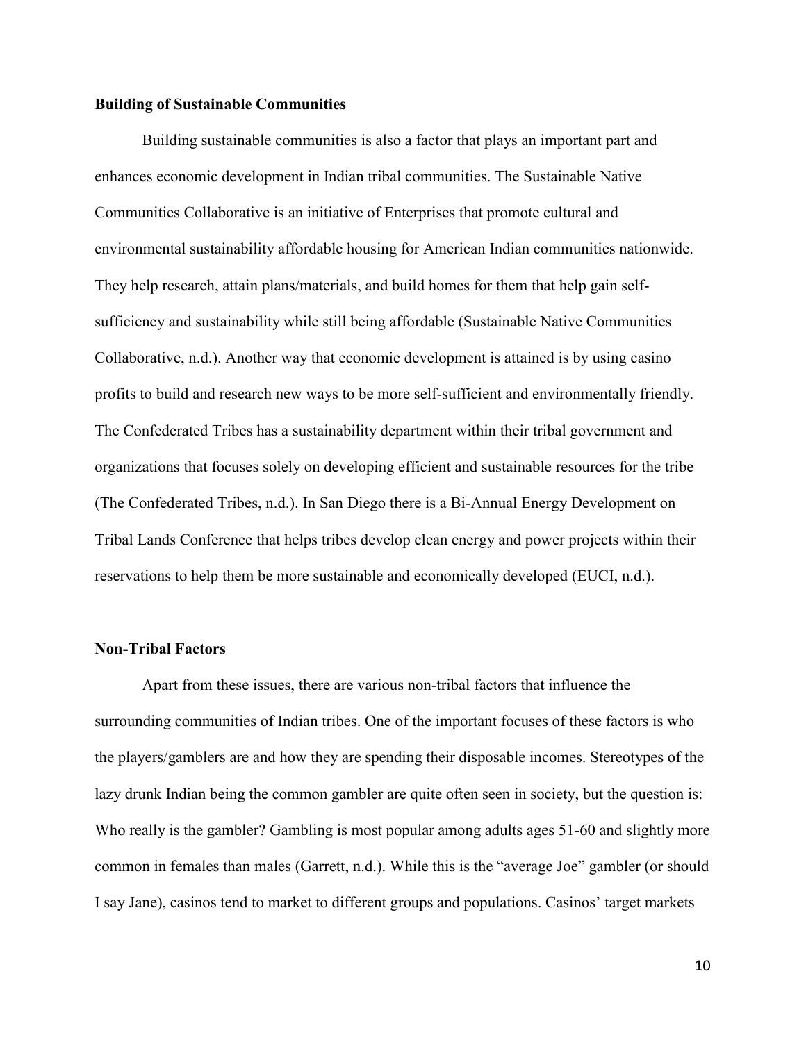**Building of Sustainable Communities**

Building sustainable communities is also a factor that plays an important part and enhances economic development in Indian tribal communities. The Sustainable Native Communities Collaborative is an initiative of Enterprises that promote cultural and environmental sustainability affordable housing for American Indian communities nationwide. They help research, attain plans/materials, and build homes for them that help gain self-sufficiency and sustainability while still being affordable (Sustainable Native Communities Collaborative, n.d.). Another way that economic development is attained is by using casino profits to build and research new ways to be more self-sufficient and environmentally friendly. The Confederated Tribes has a sustainability department within their tribal government and organizations that focuses solely on developing efficient and sustainable resources for the tribe (The Confederated Tribes, n.d.). In San Diego there is a Bi-Annual Energy Development on Tribal Lands Conference that helps tribes develop clean energy and power projects within their reservations to help them be more sustainable and economically developed (EUCI, n.d.).

**Non-Tribal Factors**

Apart from these issues, there are various non-tribal factors that influence the surrounding communities of Indian tribes. One of the important focuses of these factors is who the players/gamblers are and how they are spending their disposable incomes. Stereotypes of the lazy drunk Indian being the common gambler are quite often seen in society, but the question is: Who really is the gambler? Gambling is most popular among adults ages 51-60 and slightly more common in females than males (Garrett, n.d.). While this is the "average Joe" gambler (or should I say Jane), casinos tend to market to different groups and populations. Casinos' target markets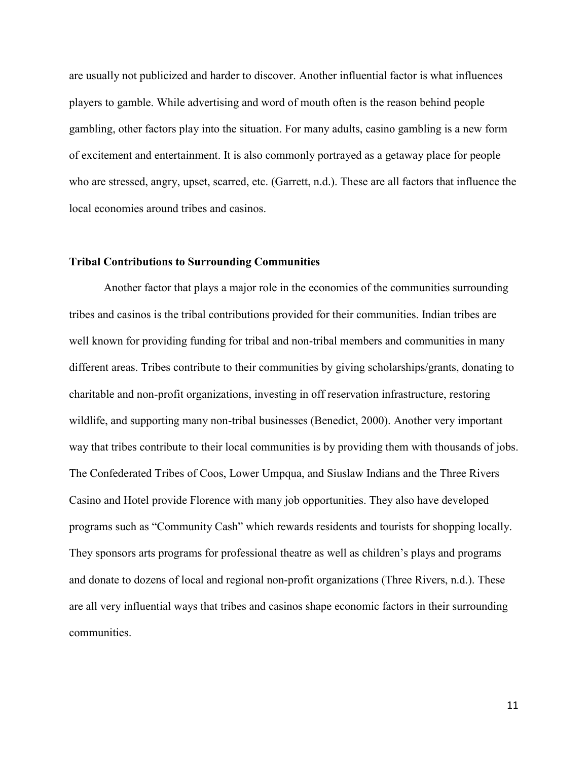are usually not publicized and harder to discover. Another influential factor is what influences players to gamble. While advertising and word of mouth often is the reason behind people gambling, other factors play into the situation. For many adults, casino gambling is a new form of excitement and entertainment. It is also commonly portrayed as a getaway place for people who are stressed, angry, upset, scarred, etc. (Garrett, n.d.). These are all factors that influence the local economies around tribes and casinos.

**Tribal Contributions to Surrounding Communities**

Another factor that plays a major role in the economies of the communities surrounding tribes and casinos is the tribal contributions provided for their communities. Indian tribes are well known for providing funding for tribal and non-tribal members and communities in many different areas. Tribes contribute to their communities by giving scholarships/grants, donating to charitable and non-profit organizations, investing in off reservation infrastructure, restoring wildlife, and supporting many non-tribal businesses (Benedict, 2000). Another very important way that tribes contribute to their local communities is by providing them with thousands of jobs. The Confederated Tribes of Coos, Lower Umpqua, and Siuslaw Indians and the Three Rivers Casino and Hotel provide Florence with many job opportunities. They also have developed programs such as "Community Cash" which rewards residents and tourists for shopping locally. They sponsors arts programs for professional theatre as well as children's plays and programs and donate to dozens of local and regional non-profit organizations (Three Rivers, n.d.). These are all very influential ways that tribes and casinos shape economic factors in their surrounding communities.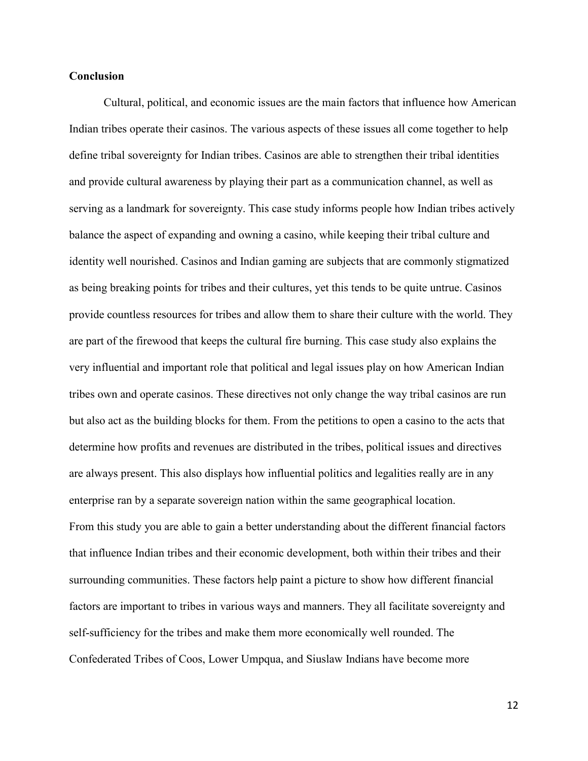**Conclusion**

Cultural, political, and economic issues are the main factors that influence how American Indian tribes operate their casinos. The various aspects of these issues all come together to help define tribal sovereignty for Indian tribes. Casinos are able to strengthen their tribal identities and provide cultural awareness by playing their part as a communication channel, as well as serving as a landmark for sovereignty. This case study informs people how Indian tribes actively balance the aspect of expanding and owning a casino, while keeping their tribal culture and identity well nourished. Casinos and Indian gaming are subjects that are commonly stigmatized as being breaking points for tribes and their cultures, yet this tends to be quite untrue. Casinos provide countless resources for tribes and allow them to share their culture with the world. They are part of the firewood that keeps the cultural fire burning. This case study also explains the very influential and important role that political and legal issues play on how American Indian tribes own and operate casinos. These directives not only change the way tribal casinos are run but also act as the building blocks for them. From the petitions to open a casino to the acts that determine how profits and revenues are distributed in the tribes, political issues and directives are always present. This also displays how influential politics and legalities really are in any enterprise ran by a separate sovereign nation within the same geographical location.

From this study you are able to gain a better understanding about the different financial factors that influence Indian tribes and their economic development, both within their tribes and their surrounding communities. These factors help paint a picture to show how different financial factors are important to tribes in various ways and manners. They all facilitate sovereignty and self-sufficiency for the tribes and make them more economically well rounded. The Confederated Tribes of Coos, Lower Umpqua, and Siuslaw Indians have become more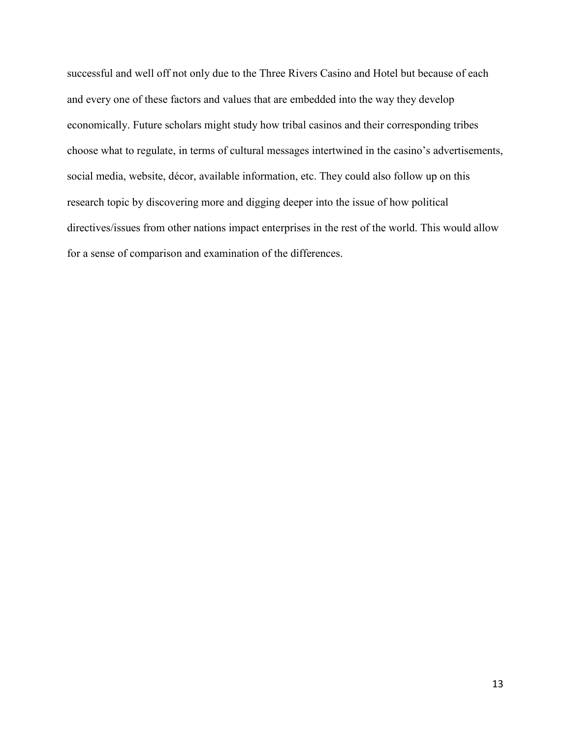successful and well off not only due to the Three Rivers Casino and Hotel but because of each and every one of these factors and values that are embedded into the way they develop economically. Future scholars might study how tribal casinos and their corresponding tribes choose what to regulate, in terms of cultural messages intertwined in the casino's advertisements, social media, website, décor, available information, etc. They could also follow up on this research topic by discovering more and digging deeper into the issue of how political directives/issues from other nations impact enterprises in the rest of the world. This would allow for a sense of comparison and examination of the differences.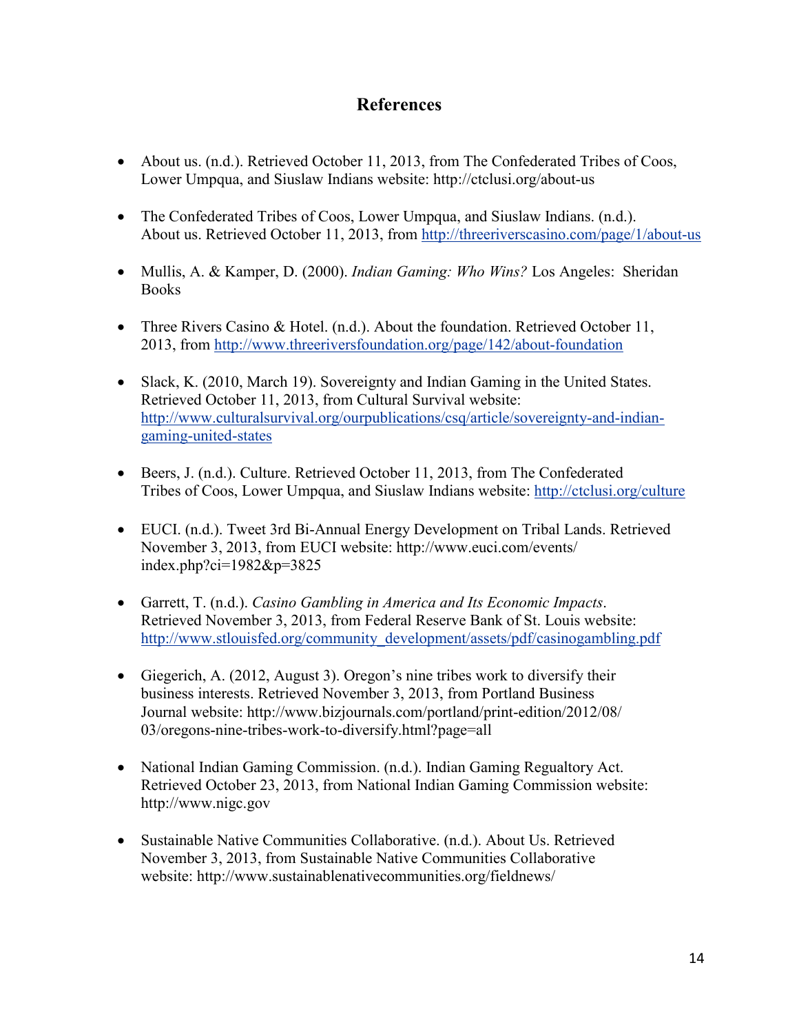## References

- About us. (n.d.). Retrieved October 11, 2013, from The Confederated Tribes of Coos, Lower Umpqua, and Siuslaw Indians website: http://ctclusi.org/about-us

- The Confederated Tribes of Coos, Lower Umpqua, and Siuslaw Indians. (n.d.). About us. Retrieved October 11, 2013, from http://threeriverscasino.com/page/1/about-us

- Mullis, A. & Kamper, D. (2000). *Indian Gaming: Who Wins?* Los Angeles: Sheridan Books

- Three Rivers Casino & Hotel. (n.d.). About the foundation. Retrieved October 11, 2013, from http://www.threeriversfoundation.org/page/142/about-foundation

- Slack, K. (2010, March 19). Sovereignty and Indian Gaming in the United States. Retrieved October 11, 2013, from Cultural Survival website: http://www.culturalsurvival.org/ourpublications/csq/article/sovereignty-and-indian-gaming-united-states

- Beers, J. (n.d.). Culture. Retrieved October 11, 2013, from The Confederated Tribes of Coos, Lower Umpqua, and Siuslaw Indians website: http://ctclusi.org/culture

- EUCI. (n.d.). Tweet 3rd Bi-Annual Energy Development on Tribal Lands. Retrieved November 3, 2013, from EUCI website: http://www.euci.com/events/index.php?ci=1982&p=3825

- Garrett, T. (n.d.). *Casino Gambling in America and Its Economic Impacts*. Retrieved November 3, 2013, from Federal Reserve Bank of St. Louis website: http://www.stlouisfed.org/community_development/assets/pdf/casinogambling.pdf

- Giegerich, A. (2012, August 3). Oregon's nine tribes work to diversify their business interests. Retrieved November 3, 2013, from Portland Business Journal website: http://www.bizjournals.com/portland/print-edition/2012/08/03/oregons-nine-tribes-work-to-diversify.html?page=all

- National Indian Gaming Commission. (n.d.). Indian Gaming Regualtory Act. Retrieved October 23, 2013, from National Indian Gaming Commission website: http://www.nigc.gov

- Sustainable Native Communities Collaborative. (n.d.). About Us. Retrieved November 3, 2013, from Sustainable Native Communities Collaborative website: http://www.sustainablenativecommunities.org/fieldnews/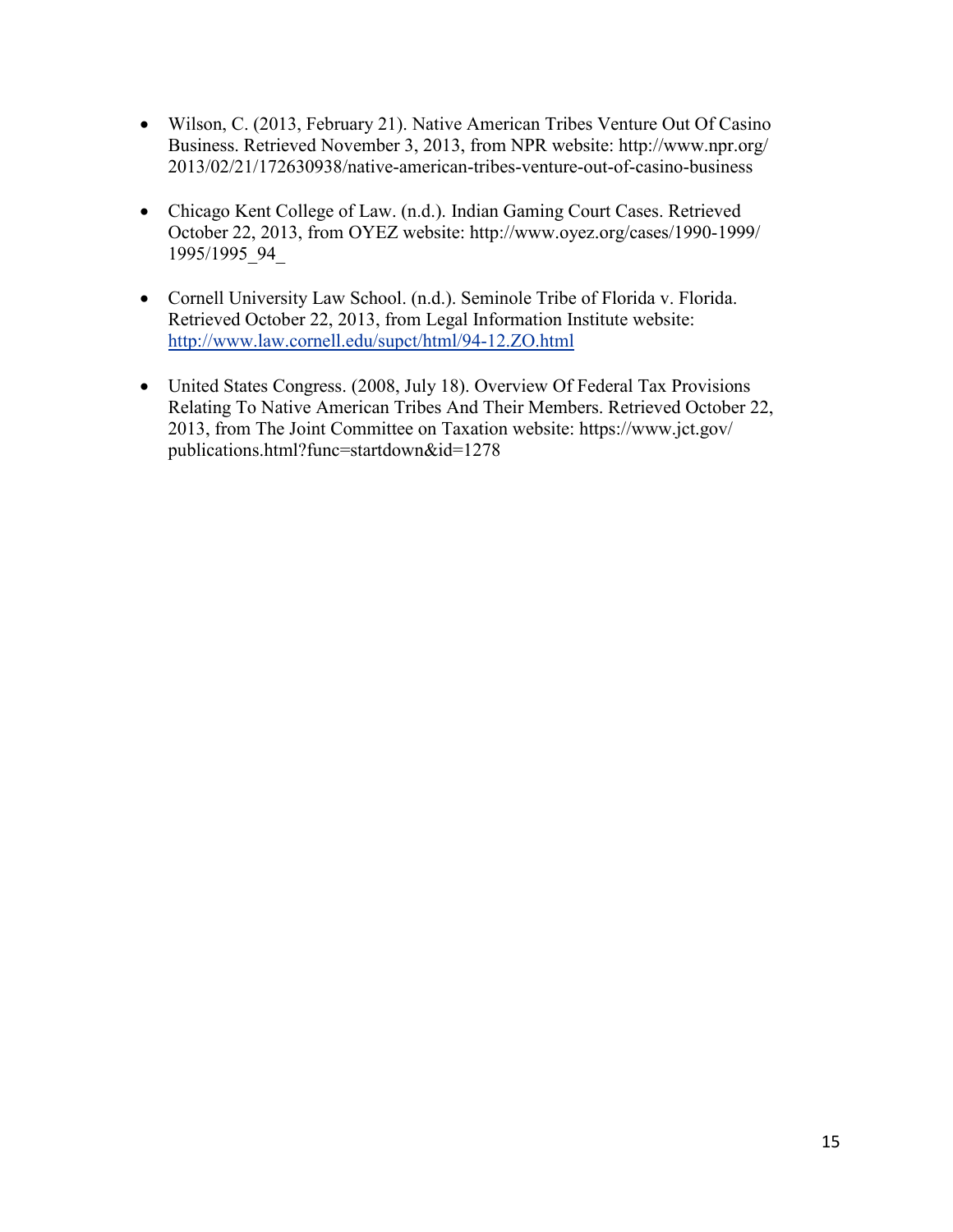- Wilson, C. (2013, February 21). Native American Tribes Venture Out Of Casino Business. Retrieved November 3, 2013, from NPR website: http://www.npr.org/2013/02/21/172630938/native-american-tribes-venture-out-of-casino-business

- Chicago Kent College of Law. (n.d.). Indian Gaming Court Cases. Retrieved October 22, 2013, from OYEZ website: http://www.oyez.org/cases/1990-1999/1995/1995_94_

- Cornell University Law School. (n.d.). Seminole Tribe of Florida v. Florida. Retrieved October 22, 2013, from Legal Information Institute website: http://www.law.cornell.edu/supct/html/94-12.ZO.html

- United States Congress. (2008, July 18). Overview Of Federal Tax Provisions Relating To Native American Tribes And Their Members. Retrieved October 22, 2013, from The Joint Committee on Taxation website: https://www.jct.gov/publications.html?func=startdown&id=1278